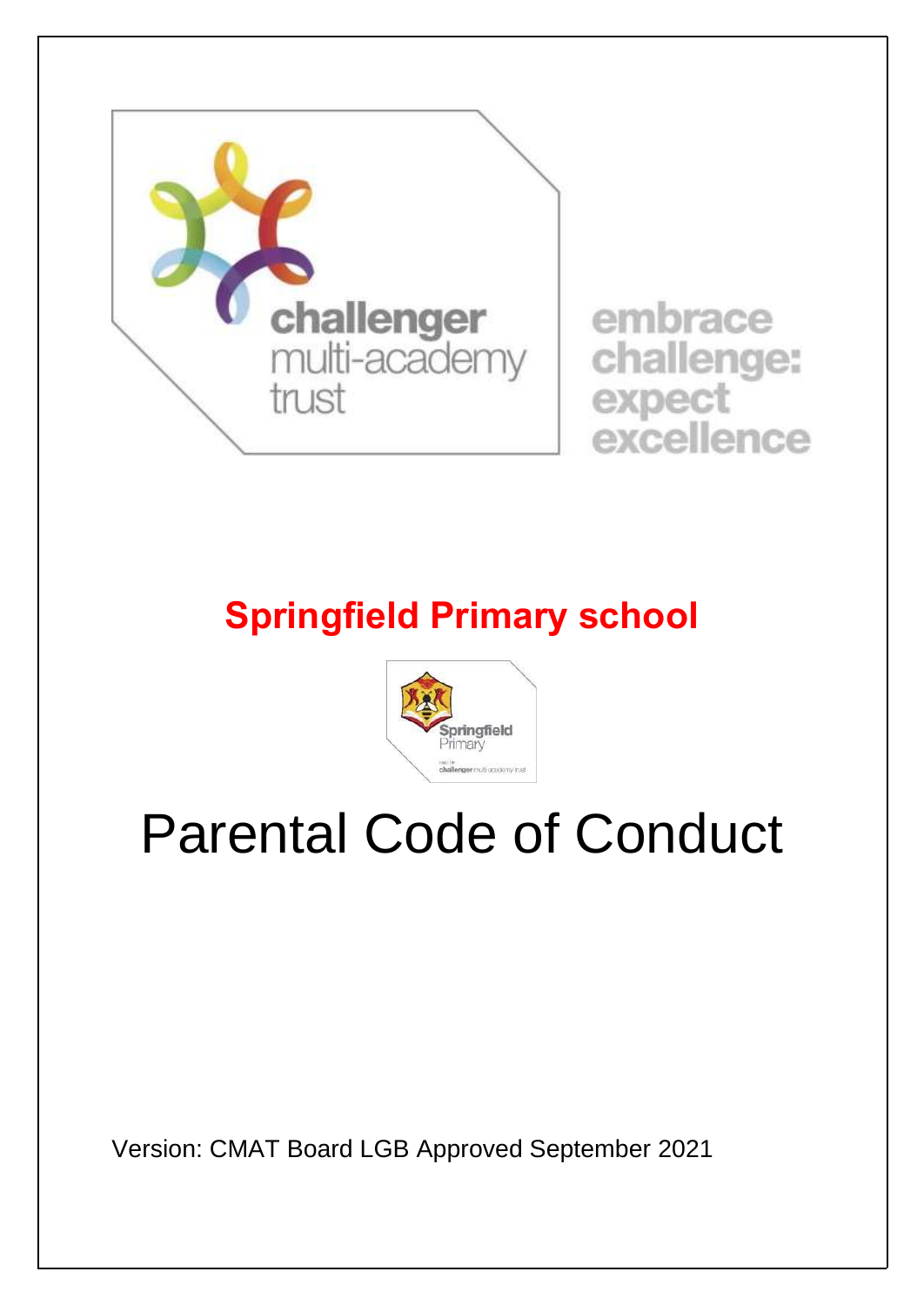challenger
multi-academy
trust

embrace
challenge:
expect
excellence

## Springfield Primary school

Springfield
Primary

# Parental Code of Conduct

Version: CMAT Board LGB Approved September 2021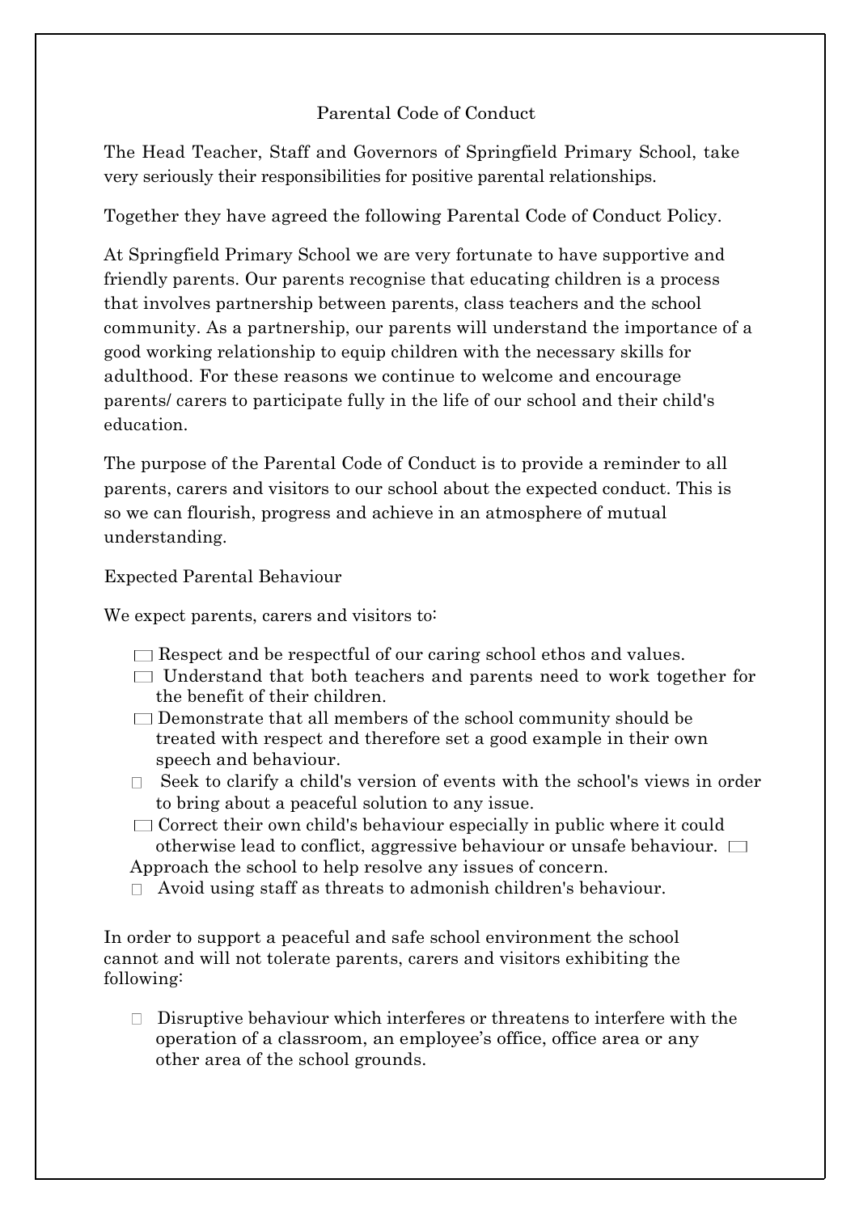Parental Code of Conduct

The Head Teacher, Staff and Governors of Springfield Primary School, take very seriously their responsibilities for positive parental relationships.

Together they have agreed the following Parental Code of Conduct Policy.

At Springfield Primary School we are very fortunate to have supportive and friendly parents. Our parents recognise that educating children is a process that involves partnership between parents, class teachers and the school community. As a partnership, our parents will understand the importance of a good working relationship to equip children with the necessary skills for adulthood. For these reasons we continue to welcome and encourage parents/ carers to participate fully in the life of our school and their child's education.

The purpose of the Parental Code of Conduct is to provide a reminder to all parents, carers and visitors to our school about the expected conduct. This is so we can flourish, progress and achieve in an atmosphere of mutual understanding.

Expected Parental Behaviour

We expect parents, carers and visitors to:

- Respect and be respectful of our caring school ethos and values.
- Understand that both teachers and parents need to work together for the benefit of their children.
- Demonstrate that all members of the school community should be treated with respect and therefore set a good example in their own speech and behaviour.
- Seek to clarify a child's version of events with the school's views in order to bring about a peaceful solution to any issue.
- Correct their own child's behaviour especially in public where it could otherwise lead to conflict, aggressive behaviour or unsafe behaviour.
- Approach the school to help resolve any issues of concern.
- Avoid using staff as threats to admonish children's behaviour.

In order to support a peaceful and safe school environment the school cannot and will not tolerate parents, carers and visitors exhibiting the following:

- Disruptive behaviour which interferes or threatens to interfere with the operation of a classroom, an employee's office, office area or any other area of the school grounds.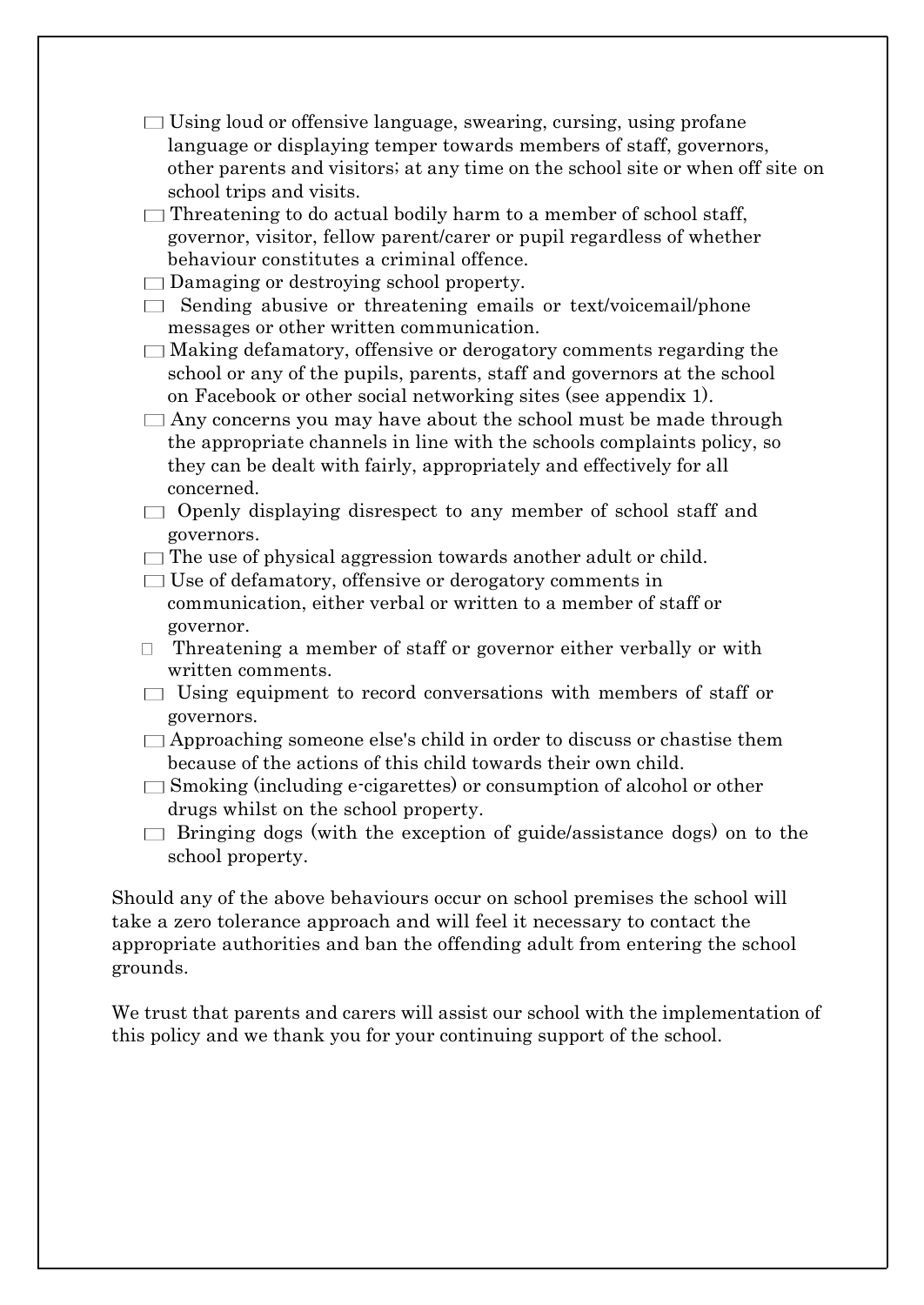- Using loud or offensive language, swearing, cursing, using profane language or displaying temper towards members of staff, governors, other parents and visitors; at any time on the school site or when off site on school trips and visits.
- Threatening to do actual bodily harm to a member of school staff, governor, visitor, fellow parent/carer or pupil regardless of whether behaviour constitutes a criminal offence.
- Damaging or destroying school property.
- Sending abusive or threatening emails or text/voicemail/phone messages or other written communication.
- Making defamatory, offensive or derogatory comments regarding the school or any of the pupils, parents, staff and governors at the school on Facebook or other social networking sites (see appendix 1).
- Any concerns you may have about the school must be made through the appropriate channels in line with the schools complaints policy, so they can be dealt with fairly, appropriately and effectively for all concerned.
- Openly displaying disrespect to any member of school staff and governors.
- The use of physical aggression towards another adult or child.
- Use of defamatory, offensive or derogatory comments in communication, either verbal or written to a member of staff or governor.
- Threatening a member of staff or governor either verbally or with written comments.
- Using equipment to record conversations with members of staff or governors.
- Approaching someone else's child in order to discuss or chastise them because of the actions of this child towards their own child.
- Smoking (including e-cigarettes) or consumption of alcohol or other drugs whilst on the school property.
- Bringing dogs (with the exception of guide/assistance dogs) on to the school property.

Should any of the above behaviours occur on school premises the school will take a zero tolerance approach and will feel it necessary to contact the appropriate authorities and ban the offending adult from entering the school grounds.

We trust that parents and carers will assist our school with the implementation of this policy and we thank you for your continuing support of the school.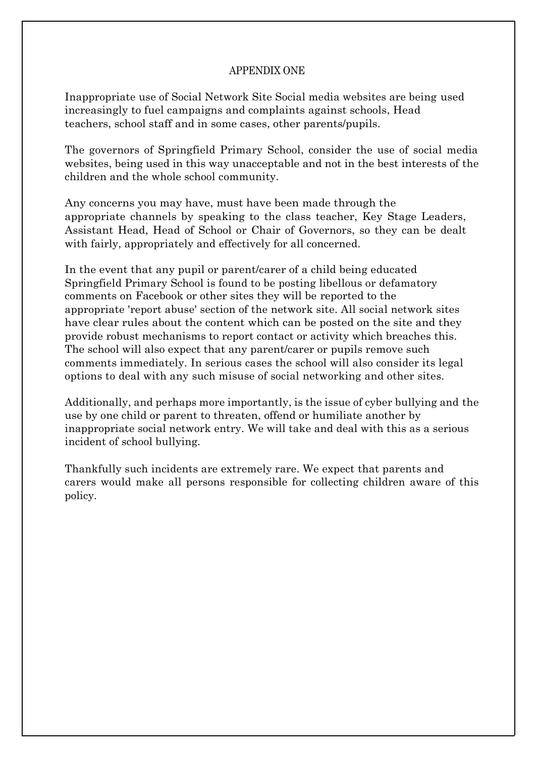## APPENDIX ONE

Inappropriate use of Social Network Site Social media websites are being used increasingly to fuel campaigns and complaints against schools, Head teachers, school staff and in some cases, other parents/pupils.

The governors of Springfield Primary School, consider the use of social media websites, being used in this way unacceptable and not in the best interests of the children and the whole school community.

Any concerns you may have, must have been made through the appropriate channels by speaking to the class teacher, Key Stage Leaders, Assistant Head, Head of School or Chair of Governors, so they can be dealt with fairly, appropriately and effectively for all concerned.

In the event that any pupil or parent/carer of a child being educated Springfield Primary School is found to be posting libellous or defamatory comments on Facebook or other sites they will be reported to the appropriate 'report abuse' section of the network site. All social network sites have clear rules about the content which can be posted on the site and they provide robust mechanisms to report contact or activity which breaches this. The school will also expect that any parent/carer or pupils remove such comments immediately. In serious cases the school will also consider its legal options to deal with any such misuse of social networking and other sites.

Additionally, and perhaps more importantly, is the issue of cyber bullying and the use by one child or parent to threaten, offend or humiliate another by inappropriate social network entry. We will take and deal with this as a serious incident of school bullying.

Thankfully such incidents are extremely rare. We expect that parents and carers would make all persons responsible for collecting children aware of this policy.